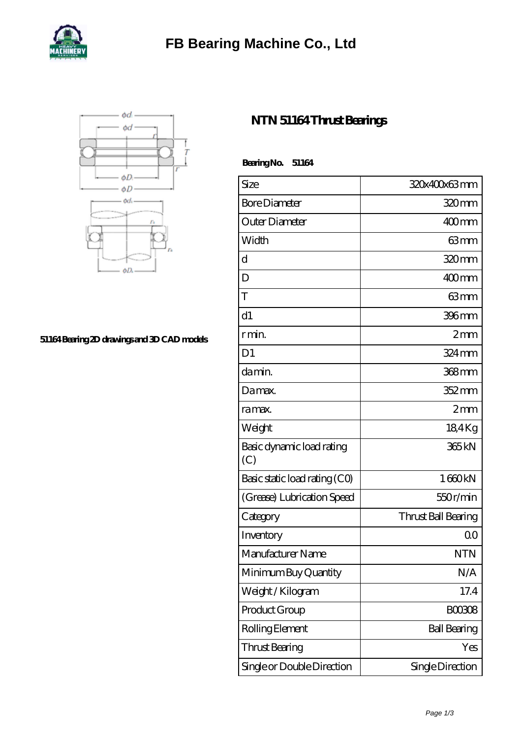# FB Bearing Machine Co., Ltd

51164 Bearing 2D drawings and 3D CAD models

## NTN 51164 Thrust Bearings

**Bearing No. 51164**

| Size | 320x400x63 mm |
|---|---|
| Bore Diameter | 320 mm |
| Outer Diameter | 400 mm |
| Width | 63 mm |
| d | 320 mm |
| D | 400 mm |
| T | 63 mm |
| d1 | 396 mm |
| r min. | 2 mm |
| D1 | 324 mm |
| da min. | 368 mm |
| Da max. | 352 mm |
| ra max. | 2 mm |
| Weight | 18,4 Kg |
| Basic dynamic load rating (C) | 365 kN |
| Basic static load rating (C0) | 1 660 kN |
| (Grease) Lubrication Speed | 550 r/min |
| Category | Thrust Ball Bearing |
| Inventory | 0.0 |
| Manufacturer Name | NTN |
| Minimum Buy Quantity | N/A |
| Weight / Kilogram | 17.4 |
| Product Group | B00308 |
| Rolling Element | Ball Bearing |
| Thrust Bearing | Yes |
| Single or Double Direction | Single Direction |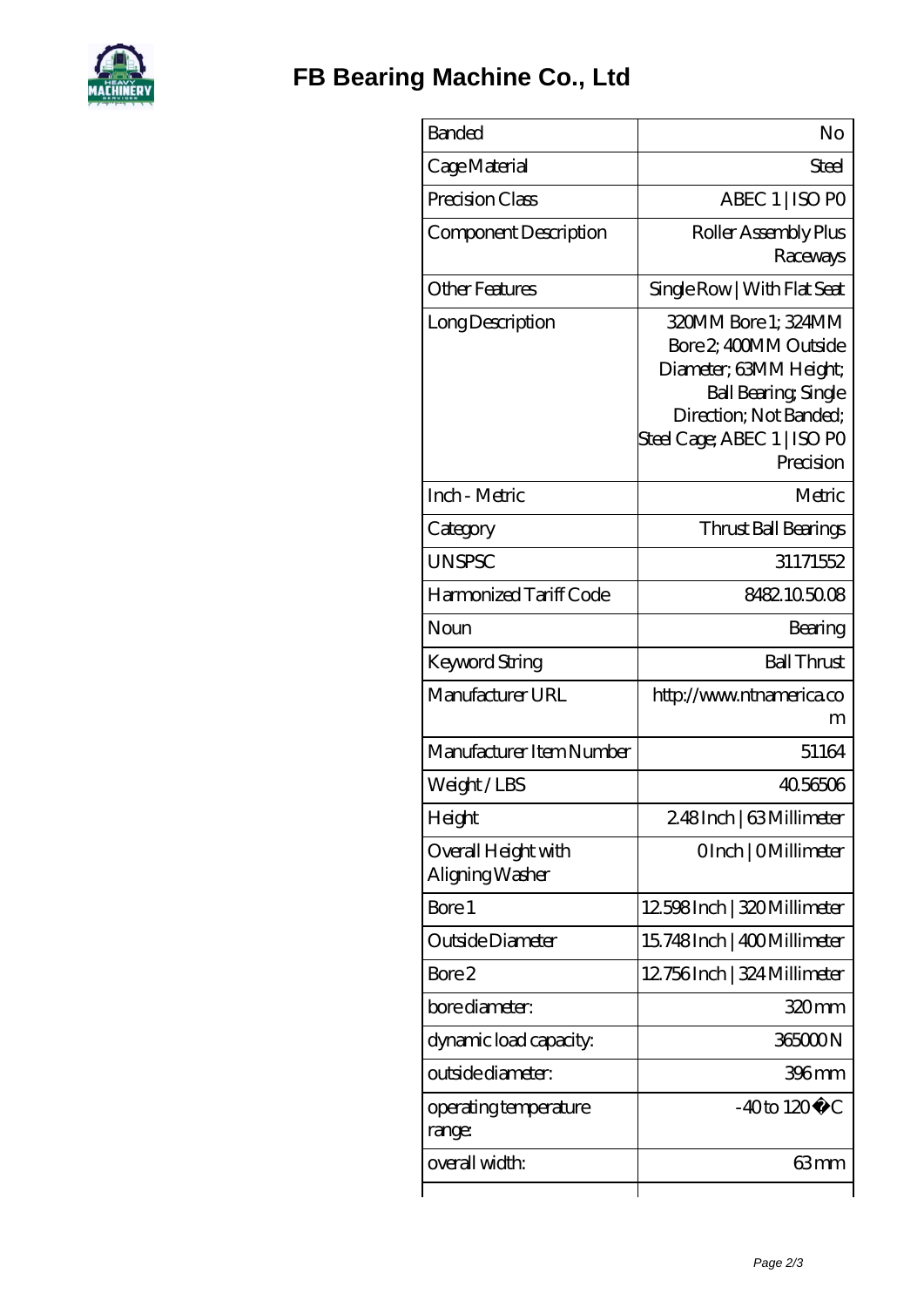# FB Bearing Machine Co., Ltd

| Banded | No |
|---|---|
| Cage Material | Steel |
| Precision Class | ABEC 1 \| ISO P0 |
| Component Description | Roller Assembly Plus Raceways |
| Other Features | Single Row \| With Flat Seat |
| Long Description | 320MM Bore 1; 324MM Bore 2; 400MM Outside Diameter; 63MM Height; Ball Bearing; Single Direction; Not Banded; Steel Cage; ABEC 1 \| ISO P0 Precision |
| Inch - Metric | Metric |
| Category | Thrust Ball Bearings |
| UNSPSC | 31171552 |
| Harmonized Tariff Code | 8482.10.50.08 |
| Noun | Bearing |
| Keyword String | Ball Thrust |
| Manufacturer URL | http://www.ntnamerica.com |
| Manufacturer Item Number | 51164 |
| Weight / LBS | 40.56506 |
| Height | 2.48 Inch \| 63 Millimeter |
| Overall Height with Aligning Washer | 0 Inch \| 0 Millimeter |
| Bore 1 | 12.598 Inch \| 320 Millimeter |
| Outside Diameter | 15.748 Inch \| 400 Millimeter |
| Bore 2 | 12.756 Inch \| 324 Millimeter |
| bore diameter: | 320 mm |
| dynamic load capacity: | 365000 N |
| outside diameter: | 396 mm |
| operating temperature range: | -40 to 120 �C |
| overall width: | 63 mm |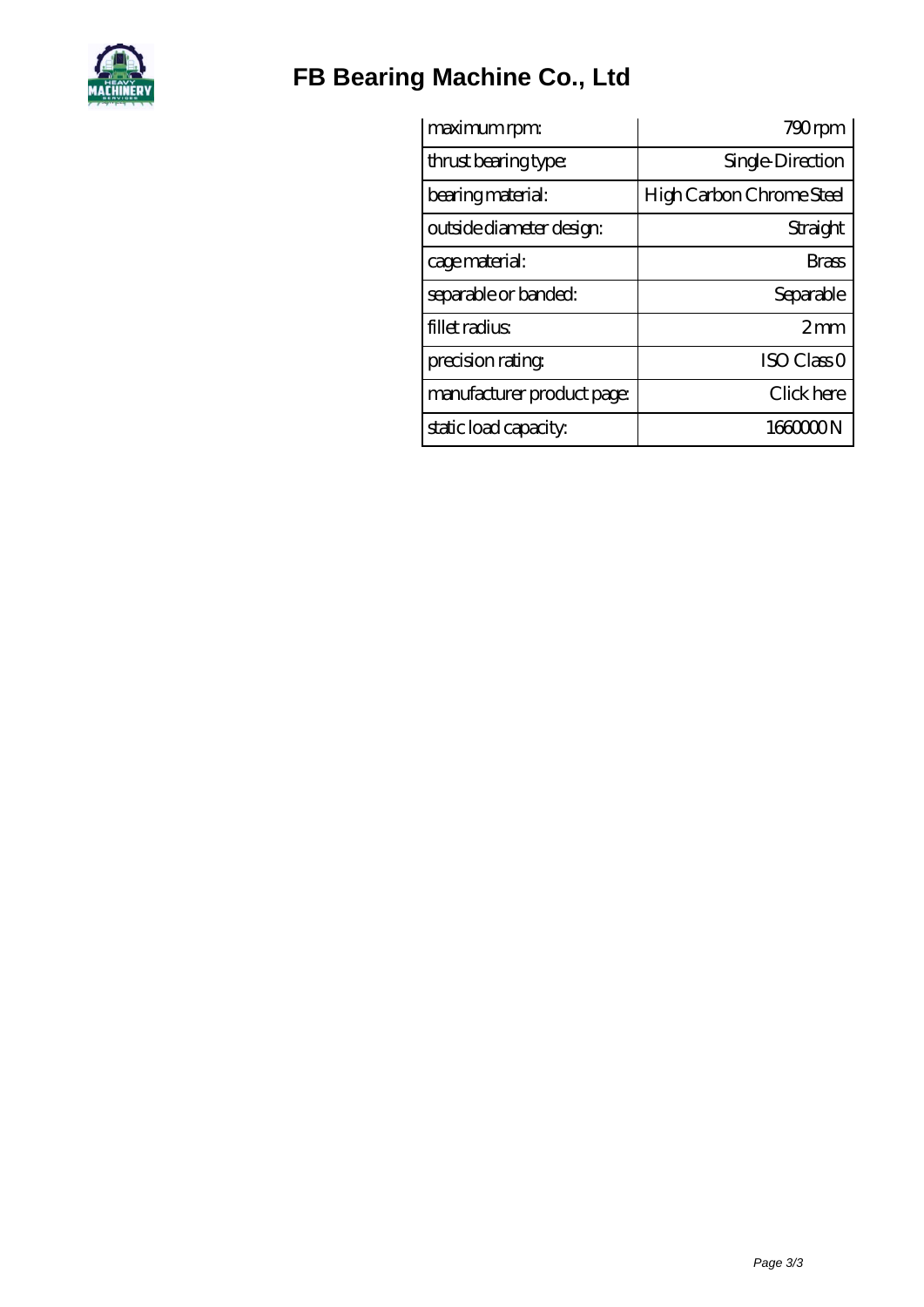| | |
|---|---|
| maximum rpm: | 790 rpm |
| thrust bearing type: | Single-Direction |
| bearing material: | High Carbon Chrome Steel |
| outside diameter design: | Straight |
| cage material: | Brass |
| separable or banded: | Separable |
| fillet radius: | 2 mm |
| precision rating: | ISO Class 0 |
| manufacturer product page: | Click here |
| static load capacity: | 1660000 N |